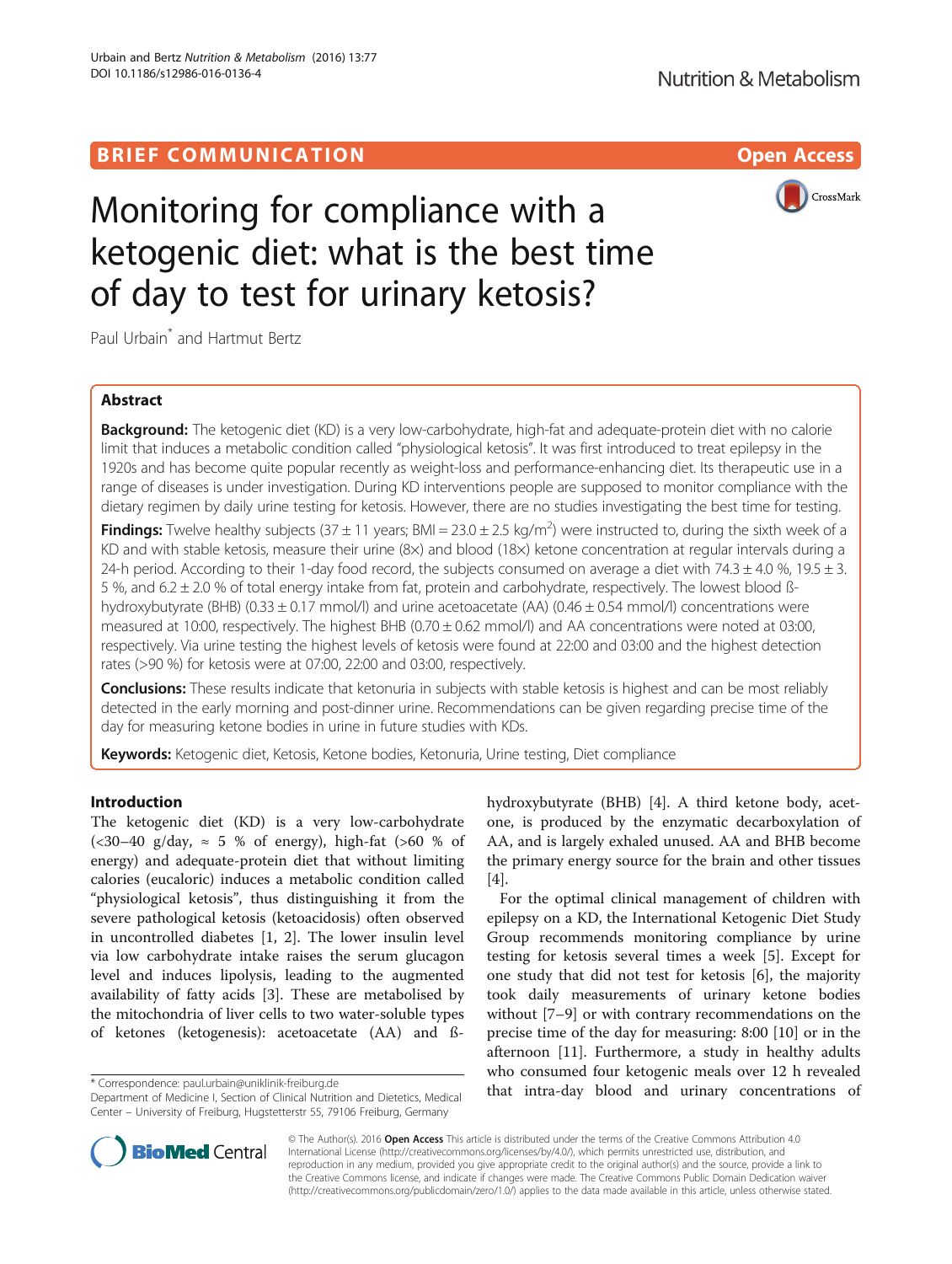BRIEF COMMUNICATION

Open Access

# Monitoring for compliance with a ketogenic diet: what is the best time of day to test for urinary ketosis?

Paul Urbain* and Hartmut Bertz

## Abstract

**Background:** The ketogenic diet (KD) is a very low-carbohydrate, high-fat and adequate-protein diet with no calorie limit that induces a metabolic condition called "physiological ketosis". It was first introduced to treat epilepsy in the 1920s and has become quite popular recently as weight-loss and performance-enhancing diet. Its therapeutic use in a range of diseases is under investigation. During KD interventions people are supposed to monitor compliance with the dietary regimen by daily urine testing for ketosis. However, there are no studies investigating the best time for testing.

**Findings:** Twelve healthy subjects (37 ± 11 years; BMI = 23.0 ± 2.5 kg/m$^2$) were instructed to, during the sixth week of a KD and with stable ketosis, measure their urine (8×) and blood (18×) ketone concentration at regular intervals during a 24-h period. According to their 1-day food record, the subjects consumed on average a diet with 74.3 ± 4.0 %, 19.5 ± 3.5 %, and 6.2 ± 2.0 % of total energy intake from fat, protein and carbohydrate, respectively. The lowest blood ß-hydroxybutyrate (BHB) (0.33 ± 0.17 mmol/l) and urine acetoacetate (AA) (0.46 ± 0.54 mmol/l) concentrations were measured at 10:00, respectively. The highest BHB (0.70 ± 0.62 mmol/l) and AA concentrations were noted at 03:00, respectively. Via urine testing the highest levels of ketosis were found at 22:00 and 03:00 and the highest detection rates (>90 %) for ketosis were at 07:00, 22:00 and 03:00, respectively.

**Conclusions:** These results indicate that ketonuria in subjects with stable ketosis is highest and can be most reliably detected in the early morning and post-dinner urine. Recommendations can be given regarding precise time of the day for measuring ketone bodies in urine in future studies with KDs.

**Keywords:** Ketogenic diet, Ketosis, Ketone bodies, Ketonuria, Urine testing, Diet compliance

## Introduction

The ketogenic diet (KD) is a very low-carbohydrate (<30–40 g/day, ≈ 5 % of energy), high-fat (>60 % of energy) and adequate-protein diet that without limiting calories (eucaloric) induces a metabolic condition called "physiological ketosis", thus distinguishing it from the severe pathological ketosis (ketoacidosis) often observed in uncontrolled diabetes [1, 2]. The lower insulin level via low carbohydrate intake raises the serum glucagon level and induces lipolysis, leading to the augmented availability of fatty acids [3]. These are metabolised by the mitochondria of liver cells to two water-soluble types of ketones (ketogenesis): acetoacetate (AA) and ß-hydroxybutyrate (BHB) [4]. A third ketone body, acetone, is produced by the enzymatic decarboxylation of AA, and is largely exhaled unused. AA and BHB become the primary energy source for the brain and other tissues [4].

For the optimal clinical management of children with epilepsy on a KD, the International Ketogenic Diet Study Group recommends monitoring compliance by urine testing for ketosis several times a week [5]. Except for one study that did not test for ketosis [6], the majority took daily measurements of urinary ketone bodies without [7–9] or with contrary recommendations on the precise time of the day for measuring: 8:00 [10] or in the afternoon [11]. Furthermore, a study in healthy adults who consumed four ketogenic meals over 12 h revealed that intra-day blood and urinary concentrations of

* Correspondence: paul.urbain@uniklinik-freiburg.de
Department of Medicine I, Section of Clinical Nutrition and Dietetics, Medical Center – University of Freiburg, Hugstetterstr 55, 79106 Freiburg, Germany

© The Author(s). 2016 **Open Access** This article is distributed under the terms of the Creative Commons Attribution 4.0 International License (http://creativecommons.org/licenses/by/4.0/), which permits unrestricted use, distribution, and reproduction in any medium, provided you give appropriate credit to the original author(s) and the source, provide a link to the Creative Commons license, and indicate if changes were made. The Creative Commons Public Domain Dedication waiver (http://creativecommons.org/publicdomain/zero/1.0/) applies to the data made available in this article, unless otherwise stated.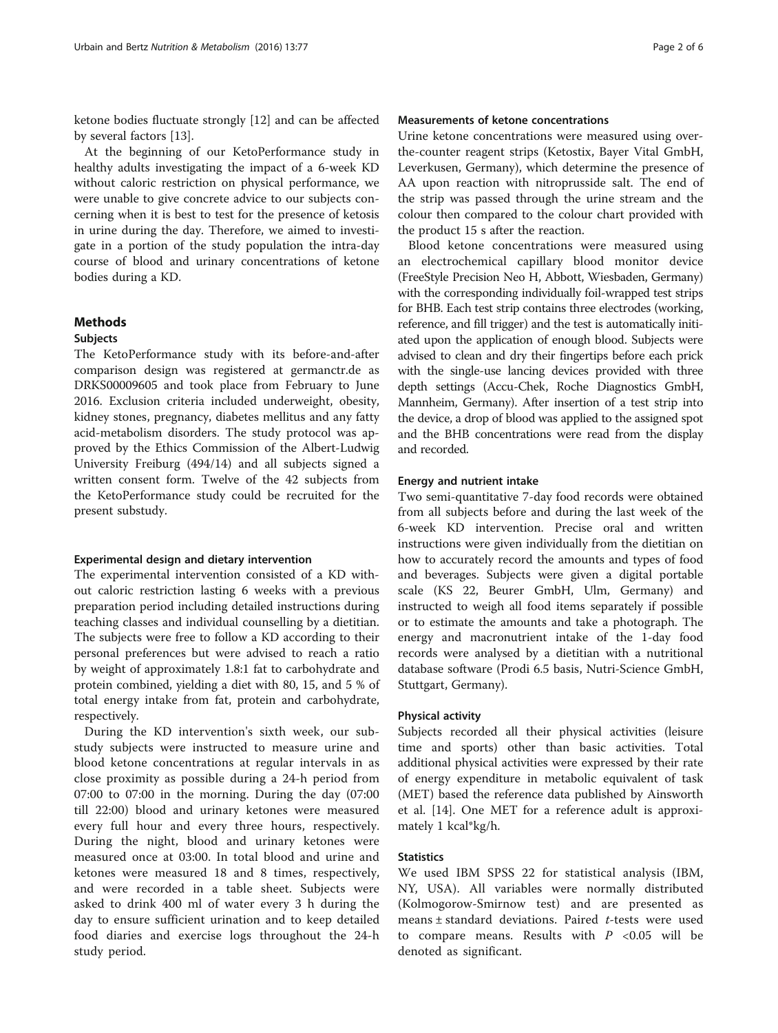ketone bodies fluctuate strongly [12] and can be affected by several factors [13].

At the beginning of our KetoPerformance study in healthy adults investigating the impact of a 6-week KD without caloric restriction on physical performance, we were unable to give concrete advice to our subjects concerning when it is best to test for the presence of ketosis in urine during the day. Therefore, we aimed to investigate in a portion of the study population the intra-day course of blood and urinary concentrations of ketone bodies during a KD.

## Methods

### Subjects

The KetoPerformance study with its before-and-after comparison design was registered at germanctr.de as DRKS00009605 and took place from February to June 2016. Exclusion criteria included underweight, obesity, kidney stones, pregnancy, diabetes mellitus and any fatty acid-metabolism disorders. The study protocol was approved by the Ethics Commission of the Albert-Ludwig University Freiburg (494/14) and all subjects signed a written consent form. Twelve of the 42 subjects from the KetoPerformance study could be recruited for the present substudy.

### Experimental design and dietary intervention

The experimental intervention consisted of a KD without caloric restriction lasting 6 weeks with a previous preparation period including detailed instructions during teaching classes and individual counselling by a dietitian. The subjects were free to follow a KD according to their personal preferences but were advised to reach a ratio by weight of approximately 1.8:1 fat to carbohydrate and protein combined, yielding a diet with 80, 15, and 5 % of total energy intake from fat, protein and carbohydrate, respectively.

During the KD intervention's sixth week, our substudy subjects were instructed to measure urine and blood ketone concentrations at regular intervals in as close proximity as possible during a 24-h period from 07:00 to 07:00 in the morning. During the day (07:00 till 22:00) blood and urinary ketones were measured every full hour and every three hours, respectively. During the night, blood and urinary ketones were measured once at 03:00. In total blood and urine and ketones were measured 18 and 8 times, respectively, and were recorded in a table sheet. Subjects were asked to drink 400 ml of water every 3 h during the day to ensure sufficient urination and to keep detailed food diaries and exercise logs throughout the 24-h study period.

### Measurements of ketone concentrations

Urine ketone concentrations were measured using over-the-counter reagent strips (Ketostix, Bayer Vital GmbH, Leverkusen, Germany), which determine the presence of AA upon reaction with nitroprusside salt. The end of the strip was passed through the urine stream and the colour then compared to the colour chart provided with the product 15 s after the reaction.

Blood ketone concentrations were measured using an electrochemical capillary blood monitor device (FreeStyle Precision Neo H, Abbott, Wiesbaden, Germany) with the corresponding individually foil-wrapped test strips for BHB. Each test strip contains three electrodes (working, reference, and fill trigger) and the test is automatically initiated upon the application of enough blood. Subjects were advised to clean and dry their fingertips before each prick with the single-use lancing devices provided with three depth settings (Accu-Chek, Roche Diagnostics GmbH, Mannheim, Germany). After insertion of a test strip into the device, a drop of blood was applied to the assigned spot and the BHB concentrations were read from the display and recorded.

### Energy and nutrient intake

Two semi-quantitative 7-day food records were obtained from all subjects before and during the last week of the 6-week KD intervention. Precise oral and written instructions were given individually from the dietitian on how to accurately record the amounts and types of food and beverages. Subjects were given a digital portable scale (KS 22, Beurer GmbH, Ulm, Germany) and instructed to weigh all food items separately if possible or to estimate the amounts and take a photograph. The energy and macronutrient intake of the 1-day food records were analysed by a dietitian with a nutritional database software (Prodi 6.5 basis, Nutri-Science GmbH, Stuttgart, Germany).

### Physical activity

Subjects recorded all their physical activities (leisure time and sports) other than basic activities. Total additional physical activities were expressed by their rate of energy expenditure in metabolic equivalent of task (MET) based the reference data published by Ainsworth et al. [14]. One MET for a reference adult is approximately 1 kcal*kg/h.

### Statistics

We used IBM SPSS 22 for statistical analysis (IBM, NY, USA). All variables were normally distributed (Kolmogorow-Smirnow test) and are presented as means ± standard deviations. Paired *t*-tests were used to compare means. Results with $P$ <0.05 will be denoted as significant.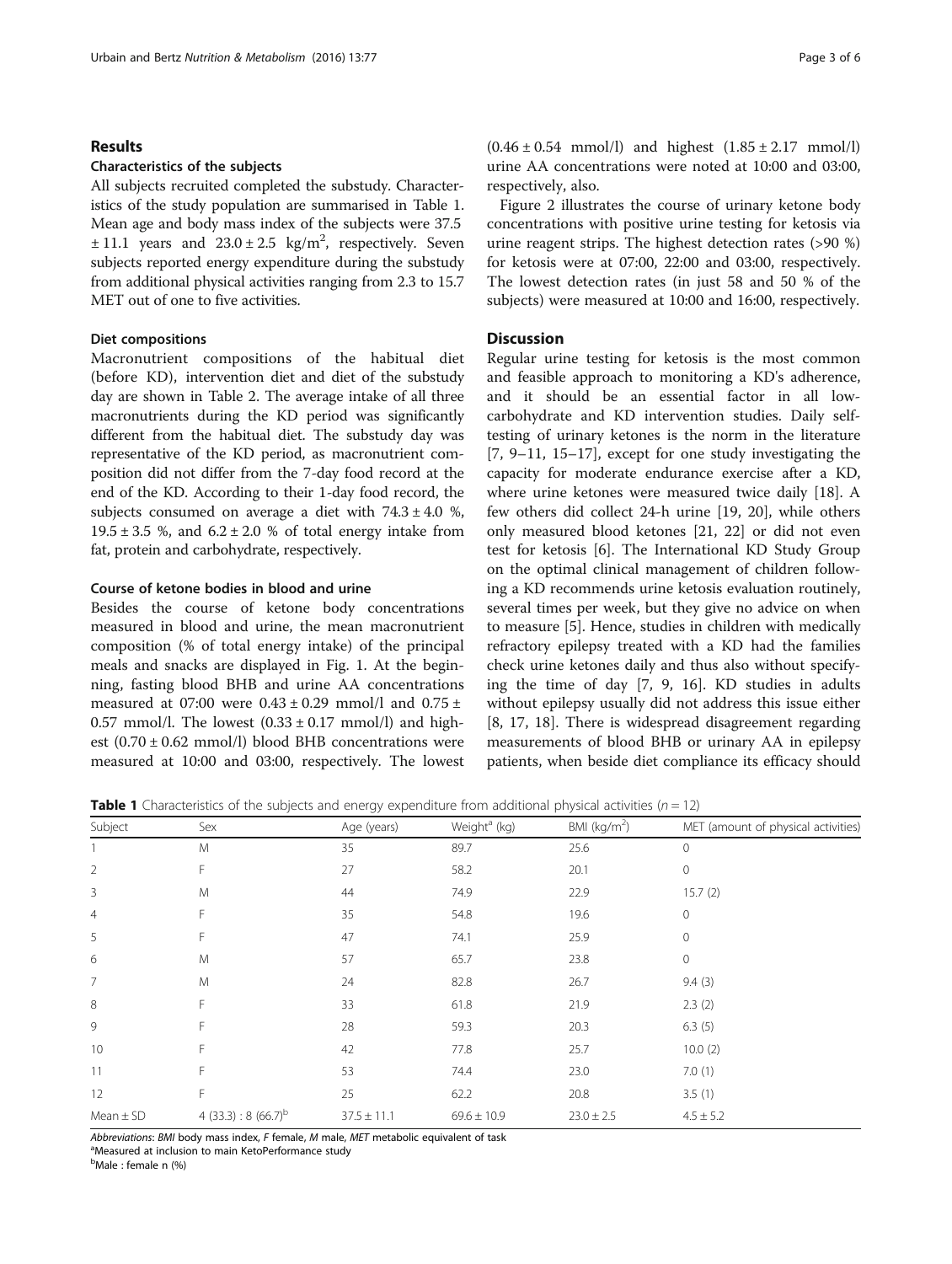## Results

### Characteristics of the subjects

All subjects recruited completed the substudy. Characteristics of the study population are summarised in Table 1. Mean age and body mass index of the subjects were 37.5 ± 11.1 years and 23.0 ± 2.5 kg/m$^2$, respectively. Seven subjects reported energy expenditure during the substudy from additional physical activities ranging from 2.3 to 15.7 MET out of one to five activities.

### Diet compositions

Macronutrient compositions of the habitual diet (before KD), intervention diet and diet of the substudy day are shown in Table 2. The average intake of all three macronutrients during the KD period was significantly different from the habitual diet. The substudy day was representative of the KD period, as macronutrient composition did not differ from the 7-day food record at the end of the KD. According to their 1-day food record, the subjects consumed on average a diet with 74.3 ± 4.0 %, 19.5 ± 3.5 %, and 6.2 ± 2.0 % of total energy intake from fat, protein and carbohydrate, respectively.

### Course of ketone bodies in blood and urine

Besides the course of ketone body concentrations measured in blood and urine, the mean macronutrient composition (% of total energy intake) of the principal meals and snacks are displayed in Fig. 1. At the beginning, fasting blood BHB and urine AA concentrations measured at 07:00 were 0.43 ± 0.29 mmol/l and 0.75 ± 0.57 mmol/l. The lowest (0.33 ± 0.17 mmol/l) and highest (0.70 ± 0.62 mmol/l) blood BHB concentrations were measured at 10:00 and 03:00, respectively. The lowest (0.46 ± 0.54 mmol/l) and highest (1.85 ± 2.17 mmol/l) urine AA concentrations were noted at 10:00 and 03:00, respectively, also.

Figure 2 illustrates the course of urinary ketone body concentrations with positive urine testing for ketosis via urine reagent strips. The highest detection rates (>90 %) for ketosis were at 07:00, 22:00 and 03:00, respectively. The lowest detection rates (in just 58 and 50 % of the subjects) were measured at 10:00 and 16:00, respectively.

## Discussion

Regular urine testing for ketosis is the most common and feasible approach to monitoring a KD's adherence, and it should be an essential factor in all low-carbohydrate and KD intervention studies. Daily self-testing of urinary ketones is the norm in the literature [7, 9–11, 15–17], except for one study investigating the capacity for moderate endurance exercise after a KD, where urine ketones were measured twice daily [18]. A few others did collect 24-h urine [19, 20], while others only measured blood ketones [21, 22] or did not even test for ketosis [6]. The International KD Study Group on the optimal clinical management of children following a KD recommends urine ketosis evaluation routinely, several times per week, but they give no advice on when to measure [5]. Hence, studies in children with medically refractory epilepsy treated with a KD had the families check urine ketones daily and thus also without specifying the time of day [7, 9, 16]. KD studies in adults without epilepsy usually did not address this issue either [8, 17, 18]. There is widespread disagreement regarding measurements of blood BHB or urinary AA in epilepsy patients, when beside diet compliance its efficacy should

**Table 1** Characteristics of the subjects and energy expenditure from additional physical activities ($n = 12$)

| Subject | Sex | Age (years) | Weight[a] (kg) | BMI (kg/m$^2$) | MET (amount of physical activities) |
|---|---|---|---|---|---|
| 1 | M | 35 | 89.7 | 25.6 | 0 |
| 2 | F | 27 | 58.2 | 20.1 | 0 |
| 3 | M | 44 | 74.9 | 22.9 | 15.7 (2) |
| 4 | F | 35 | 54.8 | 19.6 | 0 |
| 5 | F | 47 | 74.1 | 25.9 | 0 |
| 6 | M | 57 | 65.7 | 23.8 | 0 |
| 7 | M | 24 | 82.8 | 26.7 | 9.4 (3) |
| 8 | F | 33 | 61.8 | 21.9 | 2.3 (2) |
| 9 | F | 28 | 59.3 | 20.3 | 6.3 (5) |
| 10 | F | 42 | 77.8 | 25.7 | 10.0 (2) |
| 11 | F | 53 | 74.4 | 23.0 | 7.0 (1) |
| 12 | F | 25 | 62.2 | 20.8 | 3.5 (1) |
| Mean ± SD | 4 (33.3) : 8 (66.7)[b] | 37.5 ± 11.1 | 69.6 ± 10.9 | 23.0 ± 2.5 | 4.5 ± 5.2 |

*Abbreviations*: *BMI* body mass index, *F* female, *M* male, *MET* metabolic equivalent of task

[a]Measured at inclusion to main KetoPerformance study

[b]Male : female n (%)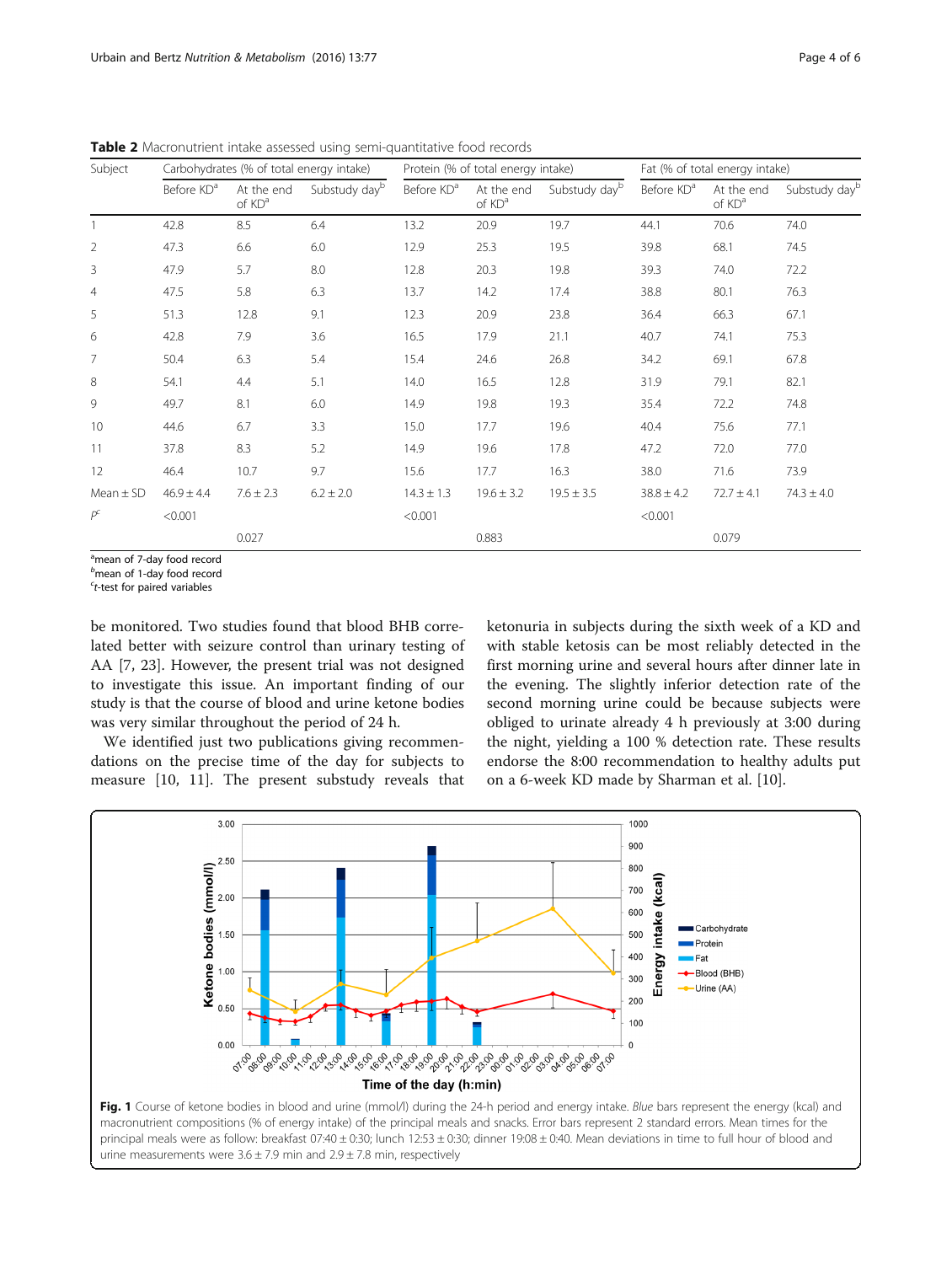**Table 2** Macronutrient intake assessed using semi-quantitative food records

| Subject | Carbohydrates (% of total energy intake) | | | Protein (% of total energy intake) | | | Fat (% of total energy intake) | | |
|---|---|---|---|---|---|---|---|---|---|
| | Before KD[a] | At the end of KD[a] | Substudy day[b] | Before KD[a] | At the end of KD[a] | Substudy day[b] | Before KD[a] | At the end of KD[a] | Substudy day[b] |
| 1 | 42.8 | 8.5 | 6.4 | 13.2 | 20.9 | 19.7 | 44.1 | 70.6 | 74.0 |
| 2 | 47.3 | 6.6 | 6.0 | 12.9 | 25.3 | 19.5 | 39.8 | 68.1 | 74.5 |
| 3 | 47.9 | 5.7 | 8.0 | 12.8 | 20.3 | 19.8 | 39.3 | 74.0 | 72.2 |
| 4 | 47.5 | 5.8 | 6.3 | 13.7 | 14.2 | 17.4 | 38.8 | 80.1 | 76.3 |
| 5 | 51.3 | 12.8 | 9.1 | 12.3 | 20.9 | 23.8 | 36.4 | 66.3 | 67.1 |
| 6 | 42.8 | 7.9 | 3.6 | 16.5 | 17.9 | 21.1 | 40.7 | 74.1 | 75.3 |
| 7 | 50.4 | 6.3 | 5.4 | 15.4 | 24.6 | 26.8 | 34.2 | 69.1 | 67.8 |
| 8 | 54.1 | 4.4 | 5.1 | 14.0 | 16.5 | 12.8 | 31.9 | 79.1 | 82.1 |
| 9 | 49.7 | 8.1 | 6.0 | 14.9 | 19.8 | 19.3 | 35.4 | 72.2 | 74.8 |
| 10 | 44.6 | 6.7 | 3.3 | 15.0 | 17.7 | 19.6 | 40.4 | 75.6 | 77.1 |
| 11 | 37.8 | 8.3 | 5.2 | 14.9 | 19.6 | 17.8 | 47.2 | 72.0 | 77.0 |
| 12 | 46.4 | 10.7 | 9.7 | 15.6 | 17.7 | 16.3 | 38.0 | 71.6 | 73.9 |
| Mean ± SD | 46.9 ± 4.4 | 7.6 ± 2.3 | 6.2 ± 2.0 | 14.3 ± 1.3 | 19.6 ± 3.2 | 19.5 ± 3.5 | 38.8 ± 4.2 | 72.7 ± 4.1 | 74.3 ± 4.0 |
| $P$[c] | <0.001 | | | <0.001 | | | <0.001 | | |
| | | 0.027 | | | 0.883 | | | 0.079 | |

[a]mean of 7-day food record
[b]mean of 1-day food record
[c]*t*-test for paired variables

be monitored. Two studies found that blood BHB correlated better with seizure control than urinary testing of AA [7, 23]. However, the present trial was not designed to investigate this issue. An important finding of our study is that the course of blood and urine ketone bodies was very similar throughout the period of 24 h.

We identified just two publications giving recommendations on the precise time of the day for subjects to measure [10, 11]. The present substudy reveals that ketonuria in subjects during the sixth week of a KD and with stable ketosis can be most reliably detected in the first morning urine and several hours after dinner late in the evening. The slightly inferior detection rate of the second morning urine could be because subjects were obliged to urinate already 4 h previously at 3:00 during the night, yielding a 100 % detection rate. These results endorse the 8:00 recommendation to healthy adults put on a 6-week KD made by Sharman et al. [10].

**Fig. 1** Course of ketone bodies in blood and urine (mmol/l) during the 24-h period and energy intake. *Blue* bars represent the energy (kcal) and macronutrient compositions (% of energy intake) of the principal meals and snacks. Error bars represent 2 standard errors. Mean times for the principal meals were as follow: breakfast 07:40 ± 0:30; lunch 12:53 ± 0:30; dinner 19:08 ± 0:40. Mean deviations in time to full hour of blood and urine measurements were 3.6 ± 7.9 min and 2.9 ± 7.8 min, respectively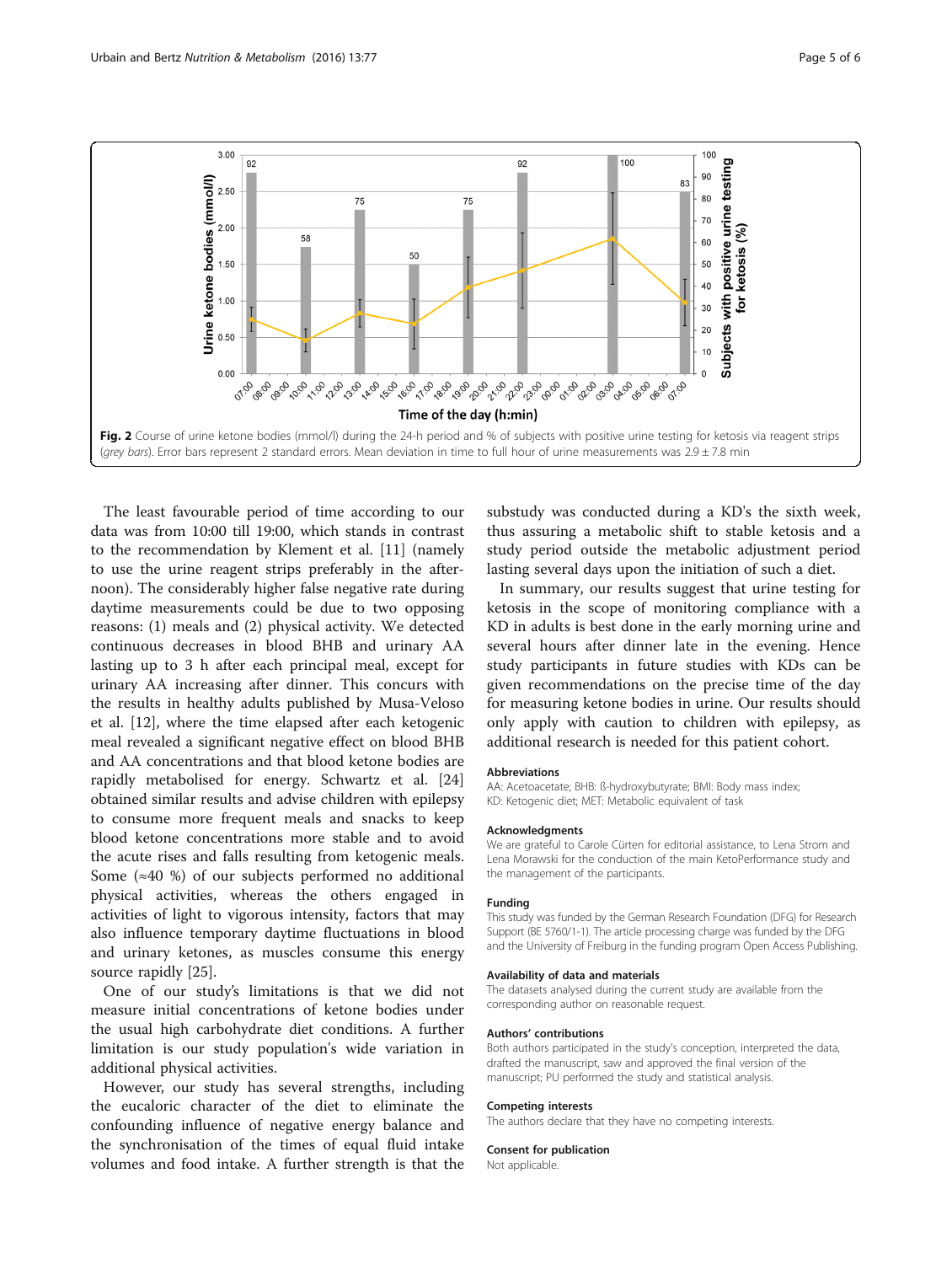3.00
2.50
2.00
1.50
1.00
0.50
0.00

Urine ketone bodies (mmol/l)

92
58
75
50
75
92
100
83

100
90
80
70
60
50
40
30
20
10
0

Subjects with positive urine testing for ketosis (%)

07:00 08:00 09:00 10:00 11:00 12:00 13:00 14:00 15:00 16:00 17:00 18:00 19:00 20:00 21:00 22:00 23:00 00:00 01:00 02:00 03:00 04:00 05:00 06:00 07:00

Time of the day (h:min)

**Fig. 2** Course of urine ketone bodies (mmol/l) during the 24-h period and % of subjects with positive urine testing for ketosis via reagent strips (*grey bars*). Error bars represent 2 standard errors. Mean deviation in time to full hour of urine measurements was 2.9 ± 7.8 min

The least favourable period of time according to our data was from 10:00 till 19:00, which stands in contrast to the recommendation by Klement et al. [11] (namely to use the urine reagent strips preferably in the afternoon). The considerably higher false negative rate during daytime measurements could be due to two opposing reasons: (1) meals and (2) physical activity. We detected continuous decreases in blood BHB and urinary AA lasting up to 3 h after each principal meal, except for urinary AA increasing after dinner. This concurs with the results in healthy adults published by Musa-Veloso et al. [12], where the time elapsed after each ketogenic meal revealed a significant negative effect on blood BHB and AA concentrations and that blood ketone bodies are rapidly metabolised for energy. Schwartz et al. [24] obtained similar results and advise children with epilepsy to consume more frequent meals and snacks to keep blood ketone concentrations more stable and to avoid the acute rises and falls resulting from ketogenic meals. Some (≈40 %) of our subjects performed no additional physical activities, whereas the others engaged in activities of light to vigorous intensity, factors that may also influence temporary daytime fluctuations in blood and urinary ketones, as muscles consume this energy source rapidly [25].

One of our study's limitations is that we did not measure initial concentrations of ketone bodies under the usual high carbohydrate diet conditions. A further limitation is our study population's wide variation in additional physical activities.

However, our study has several strengths, including the eucaloric character of the diet to eliminate the confounding influence of negative energy balance and the synchronisation of the times of equal fluid intake volumes and food intake. A further strength is that the substudy was conducted during a KD's the sixth week, thus assuring a metabolic shift to stable ketosis and a study period outside the metabolic adjustment period lasting several days upon the initiation of such a diet.

In summary, our results suggest that urine testing for ketosis in the scope of monitoring compliance with a KD in adults is best done in the early morning urine and several hours after dinner late in the evening. Hence study participants in future studies with KDs can be given recommendations on the precise time of the day for measuring ketone bodies in urine. Our results should only apply with caution to children with epilepsy, as additional research is needed for this patient cohort.

### Abbreviations

AA: Acetoacetate; BHB: ß-hydroxybutyrate; BMI: Body mass index; KD: Ketogenic diet; MET: Metabolic equivalent of task

### Acknowledgments

We are grateful to Carole Cürten for editorial assistance, to Lena Strom and Lena Morawski for the conduction of the main KetoPerformance study and the management of the participants.

### Funding

This study was funded by the German Research Foundation (DFG) for Research Support (BE 5760/1-1). The article processing charge was funded by the DFG and the University of Freiburg in the funding program Open Access Publishing.

### Availability of data and materials

The datasets analysed during the current study are available from the corresponding author on reasonable request.

### Authors' contributions

Both authors participated in the study's conception, interpreted the data, drafted the manuscript, saw and approved the final version of the manuscript; PU performed the study and statistical analysis.

### Competing interests

The authors declare that they have no competing interests.

### Consent for publication

Not applicable.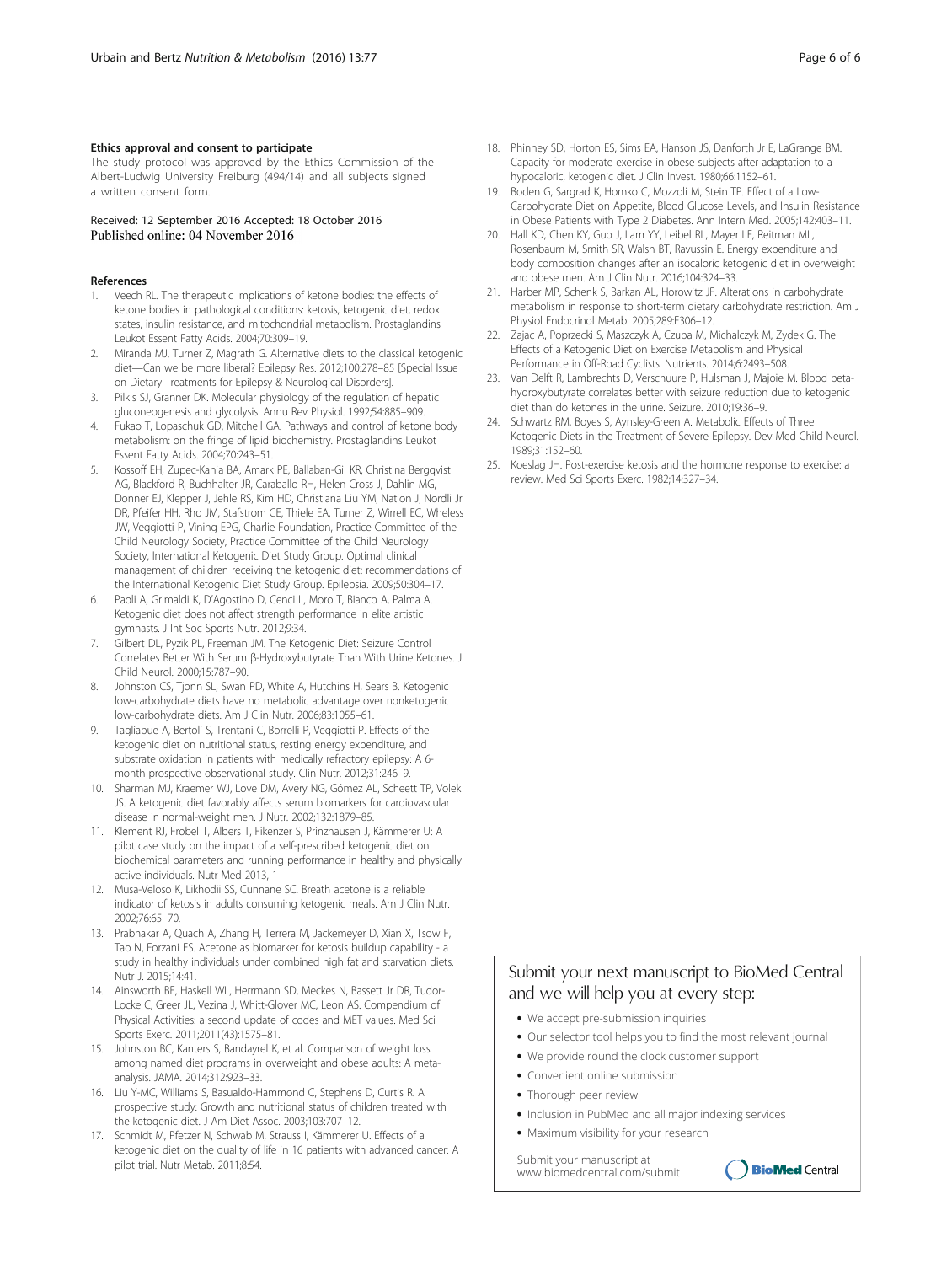#### Ethics approval and consent to participate

The study protocol was approved by the Ethics Commission of the Albert-Ludwig University Freiburg (494/14) and all subjects signed a written consent form.

Received: 12 September 2016 Accepted: 18 October 2016
Published online: 04 November 2016

#### References

1. Veech RL. The therapeutic implications of ketone bodies: the effects of ketone bodies in pathological conditions: ketosis, ketogenic diet, redox states, insulin resistance, and mitochondrial metabolism. Prostaglandins Leukot Essent Fatty Acids. 2004;70:309–19.
2. Miranda MJ, Turner Z, Magrath G. Alternative diets to the classical ketogenic diet—Can we be more liberal? Epilepsy Res. 2012;100:278–85 [Special Issue on Dietary Treatments for Epilepsy & Neurological Disorders].
3. Pilkis SJ, Granner DK. Molecular physiology of the regulation of hepatic gluconeogenesis and glycolysis. Annu Rev Physiol. 1992;54:885–909.
4. Fukao T, Lopaschuk GD, Mitchell GA. Pathways and control of ketone body metabolism: on the fringe of lipid biochemistry. Prostaglandins Leukot Essent Fatty Acids. 2004;70:243–51.
5. Kossoff EH, Zupec-Kania BA, Amark PE, Ballaban-Gil KR, Christina Bergqvist AG, Blackford R, Buchhalter JR, Caraballo RH, Helen Cross J, Dahlin MG, Donner EJ, Klepper J, Jehle RS, Kim HD, Christiana Liu YM, Nation J, Nordli Jr DR, Pfeifer HH, Rho JM, Stafstrom CE, Thiele EA, Turner Z, Wirrell EC, Wheless JW, Veggiotti P, Vining EPG, Charlie Foundation, Practice Committee of the Child Neurology Society, Practice Committee of the Child Neurology Society, International Ketogenic Diet Study Group. Optimal clinical management of children receiving the ketogenic diet: recommendations of the International Ketogenic Diet Study Group. Epilepsia. 2009;50:304–17.
6. Paoli A, Grimaldi K, D'Agostino D, Cenci L, Moro T, Bianco A, Palma A. Ketogenic diet does not affect strength performance in elite artistic gymnasts. J Int Soc Sports Nutr. 2012;9:34.
7. Gilbert DL, Pyzik PL, Freeman JM. The Ketogenic Diet: Seizure Control Correlates Better With Serum β-Hydroxybutyrate Than With Urine Ketones. J Child Neurol. 2000;15:787–90.
8. Johnston CS, Tjonn SL, Swan PD, White A, Hutchins H, Sears B. Ketogenic low-carbohydrate diets have no metabolic advantage over nonketogenic low-carbohydrate diets. Am J Clin Nutr. 2006;83:1055–61.
9. Tagliabue A, Bertoli S, Trentani C, Borrelli P, Veggiotti P. Effects of the ketogenic diet on nutritional status, resting energy expenditure, and substrate oxidation in patients with medically refractory epilepsy: A 6-month prospective observational study. Clin Nutr. 2012;31:246–9.
10. Sharman MJ, Kraemer WJ, Love DM, Avery NG, Gómez AL, Scheett TP, Volek JS. A ketogenic diet favorably affects serum biomarkers for cardiovascular disease in normal-weight men. J Nutr. 2002;132:1879–85.
11. Klement RJ, Frobel T, Albers T, Fikenzer S, Prinzhausen J, Kämmerer U: A pilot case study on the impact of a self-prescribed ketogenic diet on biochemical parameters and running performance in healthy and physically active individuals. Nutr Med 2013, 1
12. Musa-Veloso K, Likhodii SS, Cunnane SC. Breath acetone is a reliable indicator of ketosis in adults consuming ketogenic meals. Am J Clin Nutr. 2002;76:65–70.
13. Prabhakar A, Quach A, Zhang H, Terrera M, Jackemeyer D, Xian X, Tsow F, Tao N, Forzani ES. Acetone as biomarker for ketosis buildup capability - a study in healthy individuals under combined high fat and starvation diets. Nutr J. 2015;14:41.
14. Ainsworth BE, Haskell WL, Herrmann SD, Meckes N, Bassett Jr DR, Tudor-Locke C, Greer JL, Vezina J, Whitt-Glover MC, Leon AS. Compendium of Physical Activities: a second update of codes and MET values. Med Sci Sports Exerc. 2011;2011(43):1575–81.
15. Johnston BC, Kanters S, Bandayrel K, et al. Comparison of weight loss among named diet programs in overweight and obese adults: A meta-analysis. JAMA. 2014;312:923–33.
16. Liu Y-MC, Williams S, Basualdo-Hammond C, Stephens D, Curtis R. A prospective study: Growth and nutritional status of children treated with the ketogenic diet. J Am Diet Assoc. 2003;103:707–12.
17. Schmidt M, Pfetzer N, Schwab M, Strauss I, Kämmerer U. Effects of a ketogenic diet on the quality of life in 16 patients with advanced cancer: A pilot trial. Nutr Metab. 2011;8:54.
18. Phinney SD, Horton ES, Sims EA, Hanson JS, Danforth Jr E, LaGrange BM. Capacity for moderate exercise in obese subjects after adaptation to a hypocaloric, ketogenic diet. J Clin Invest. 1980;66:1152–61.
19. Boden G, Sargrad K, Homko C, Mozzoli M, Stein TP. Effect of a Low-Carbohydrate Diet on Appetite, Blood Glucose Levels, and Insulin Resistance in Obese Patients with Type 2 Diabetes. Ann Intern Med. 2005;142:403–11.
20. Hall KD, Chen KY, Guo J, Lam YY, Leibel RL, Mayer LE, Reitman ML, Rosenbaum M, Smith SR, Walsh BT, Ravussin E. Energy expenditure and body composition changes after an isocaloric ketogenic diet in overweight and obese men. Am J Clin Nutr. 2016;104:324–33.
21. Harber MP, Schenk S, Barkan AL, Horowitz JF. Alterations in carbohydrate metabolism in response to short-term dietary carbohydrate restriction. Am J Physiol Endocrinol Metab. 2005;289:E306–12.
22. Zajac A, Poprzecki S, Maszczyk A, Czuba M, Michalczyk M, Zydek G. The Effects of a Ketogenic Diet on Exercise Metabolism and Physical Performance in Off-Road Cyclists. Nutrients. 2014;6:2493–508.
23. Van Delft R, Lambrechts D, Verschuure P, Hulsman J, Majoie M. Blood beta-hydroxybutyrate correlates better with seizure reduction due to ketogenic diet than do ketones in the urine. Seizure. 2010;19:36–9.
24. Schwartz RM, Boyes S, Aynsley-Green A. Metabolic Effects of Three Ketogenic Diets in the Treatment of Severe Epilepsy. Dev Med Child Neurol. 1989;31:152–60.
25. Koeslag JH. Post-exercise ketosis and the hormone response to exercise: a review. Med Sci Sports Exerc. 1982;14:327–34.

Submit your next manuscript to BioMed Central and we will help you at every step:

- We accept pre-submission inquiries
- Our selector tool helps you to find the most relevant journal
- We provide round the clock customer support
- Convenient online submission
- Thorough peer review
- Inclusion in PubMed and all major indexing services
- Maximum visibility for your research

Submit your manuscript at www.biomedcentral.com/submit

BioMed Central